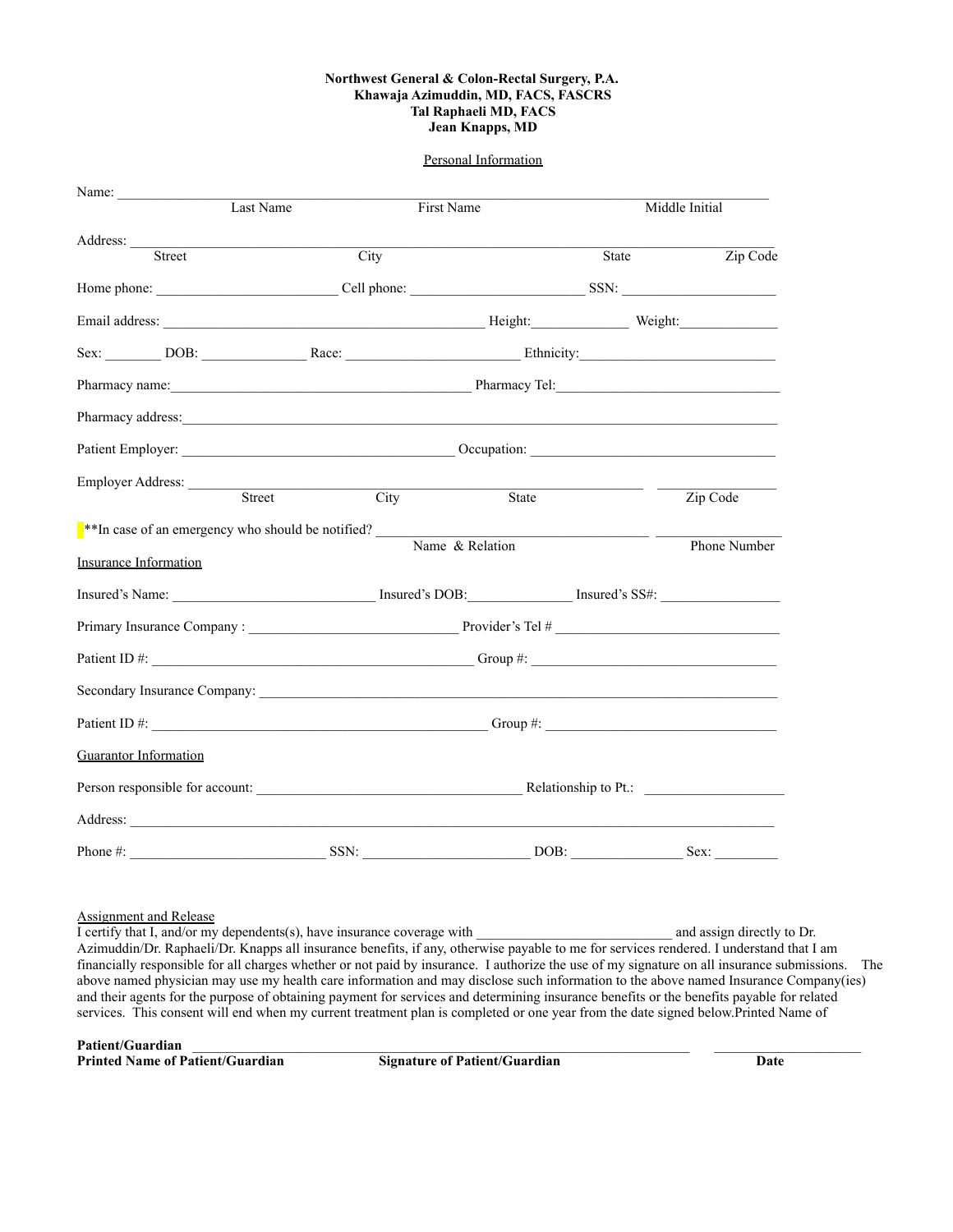**Northwest General & Colon-Rectal Surgery, P.A.**
**Khawaja Azimuddin, MD, FACS, FASCRS**
**Tal Raphaeli MD, FACS**
**Jean Knapps, MD**

Personal Information

Name: ______________________________________________________________________________
Last Name First Name Middle Initial

Address: ____________________________________________________________________________
Street City State Zip Code

Home phone: ________________________ Cell phone: ________________________ SSN: _____________________

Email address: _____________________________________________ Height:_____________ Weight:_____________

Sex: ________ DOB: ______________ Race: _______________________ Ethnicity:__________________________

Pharmacy name:_________________________________________ Pharmacy Tel:______________________________

Pharmacy address:______________________________________________________________________________

Patient Employer: ______________________________________ Occupation: __________________________________

Employer Address: _______________________________________________________ _______________
Street City State Zip Code

**In case of an emergency who should be notified? ___________________________________ _______________
Name & Relation Phone Number

Insurance Information

Insured's Name: ____________________________ Insured's DOB:______________ Insured's SS#: _________________

Primary Insurance Company : _____________________________ Provider's Tel # ______________________________

Patient ID #: _____________________________________________ Group #: __________________________________

Secondary Insurance Company: _____________________________________________________________________

Patient ID #: ______________________________________________ Group #: ________________________________

Guarantor Information

Person responsible for account: _____________________________________ Relationship to Pt.: ___________________

Address: _____________________________________________________________________________________

Phone #: ___________________________ SSN: _______________________ DOB: _______________ Sex: _________

Assignment and Release

I certify that I, and/or my dependents(s), have insurance coverage with ___________________________ and assign directly to Dr. Azimuddin/Dr. Raphaeli/Dr. Knapps all insurance benefits, if any, otherwise payable to me for services rendered. I understand that I am financially responsible for all charges whether or not paid by insurance. I authorize the use of my signature on all insurance submissions. The above named physician may use my health care information and may disclose such information to the above named Insurance Company(ies) and their agents for the purpose of obtaining payment for services and determining insurance benefits or the benefits payable for related services. This consent will end when my current treatment plan is completed or one year from the date signed below.Printed Name of

**Patient/Guardian** ______________________________________________________________________ _____________________

**Printed Name of Patient/Guardian** **Signature of Patient/Guardian** **Date**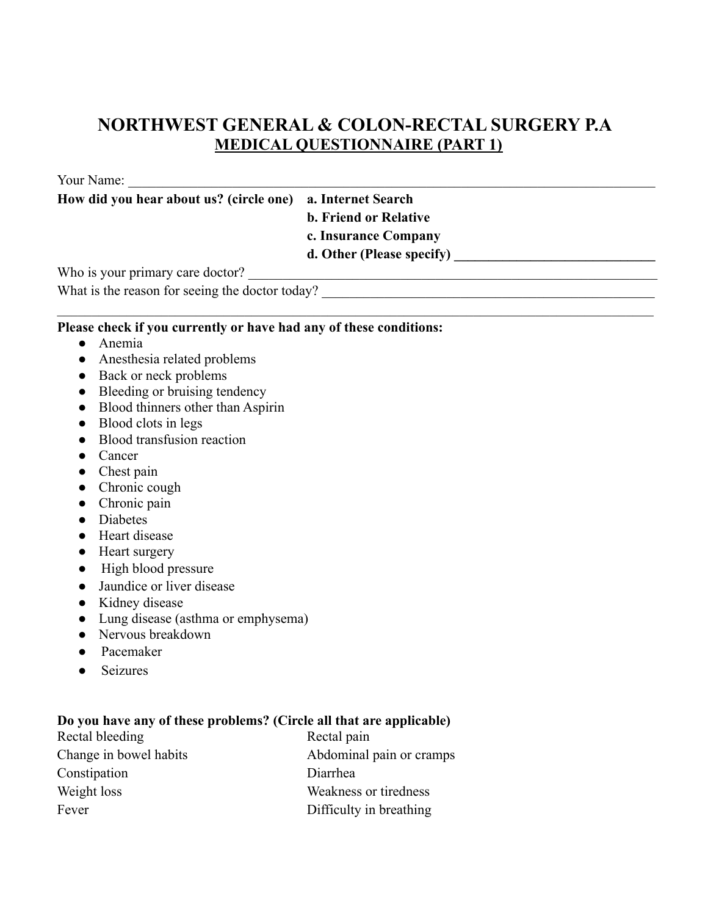# NORTHWEST GENERAL & COLON-RECTAL SURGERY P.A

## MEDICAL QUESTIONNAIRE (PART 1)

Your Name: ___________________________________________________________________________

**How did you hear about us? (circle one)**
**a. Internet Search**
**b. Friend or Relative**
**c. Insurance Company**
**d. Other (Please specify) ______________________________**

Who is your primary care doctor? ___________________________________________________________

What is the reason for seeing the doctor today? ______________________________________________

___________________________________________________________________________________

**Please check if you currently or have had any of these conditions:**

- Anemia
- Anesthesia related problems
- Back or neck problems
- Bleeding or bruising tendency
- Blood thinners other than Aspirin
- Blood clots in legs
- Blood transfusion reaction
- Cancer
- Chest pain
- Chronic cough
- Chronic pain
- Diabetes
- Heart disease
- Heart surgery
- High blood pressure
- Jaundice or liver disease
- Kidney disease
- Lung disease (asthma or emphysema)
- Nervous breakdown
- Pacemaker
- Seizures

**Do you have any of these problems? (Circle all that are applicable)**

Rectal bleeding
Rectal pain
Change in bowel habits
Abdominal pain or cramps
Constipation
Diarrhea
Weight loss
Weakness or tiredness
Fever
Difficulty in breathing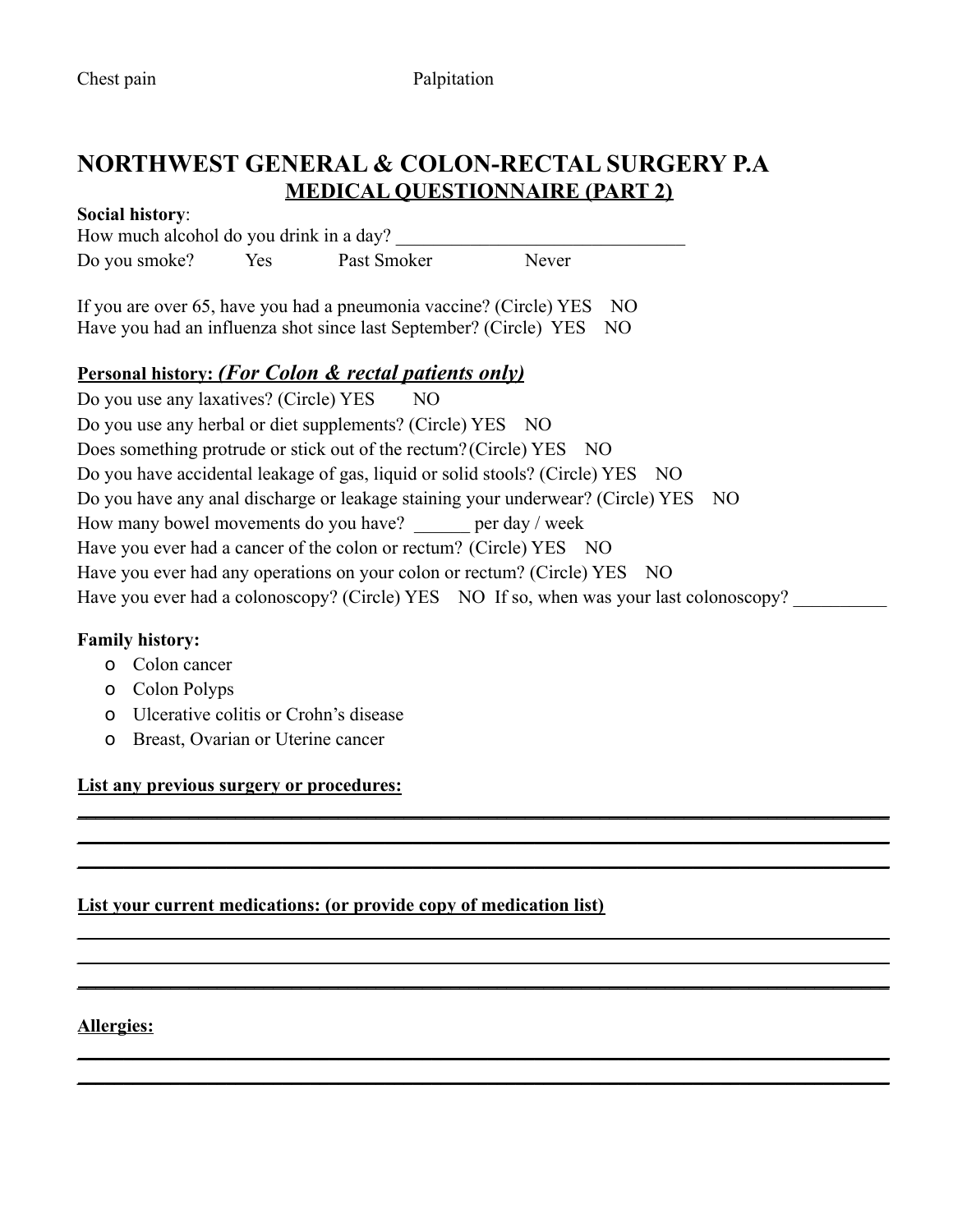Chest pain Palpitation

# NORTHWEST GENERAL & COLON-RECTAL SURGERY P.A

## MEDICAL QUESTIONNAIRE (PART 2)

**Social history**:

How much alcohol do you drink in a day? ________________________________

Do you smoke? Yes Past Smoker Never

If you are over 65, have you had a pneumonia vaccine? (Circle) YES NO

Have you had an influenza shot since last September? (Circle) YES NO

**Personal history:** ***(For Colon & rectal patients only)***

Do you use any laxatives? (Circle) YES NO

Do you use any herbal or diet supplements? (Circle) YES NO

Does something protrude or stick out of the rectum? (Circle) YES NO

Do you have accidental leakage of gas, liquid or solid stools? (Circle) YES NO

Do you have any anal discharge or leakage staining your underwear? (Circle) YES NO

How many bowel movements do you have? ______ per day / week

Have you ever had a cancer of the colon or rectum? (Circle) YES NO

Have you ever had any operations on your colon or rectum? (Circle) YES NO

Have you ever had a colonoscopy? (Circle) YES NO If so, when was your last colonoscopy? __________

**Family history:**

- Colon cancer
- Colon Polyps
- Ulcerative colitis or Crohn's disease
- Breast, Ovarian or Uterine cancer

**List any previous surgery or procedures:**

______________________________________________________________________________

______________________________________________________________________________

______________________________________________________________________________

**List your current medications: (or provide copy of medication list)**

______________________________________________________________________________

______________________________________________________________________________

______________________________________________________________________________

**Allergies:**

______________________________________________________________________________

______________________________________________________________________________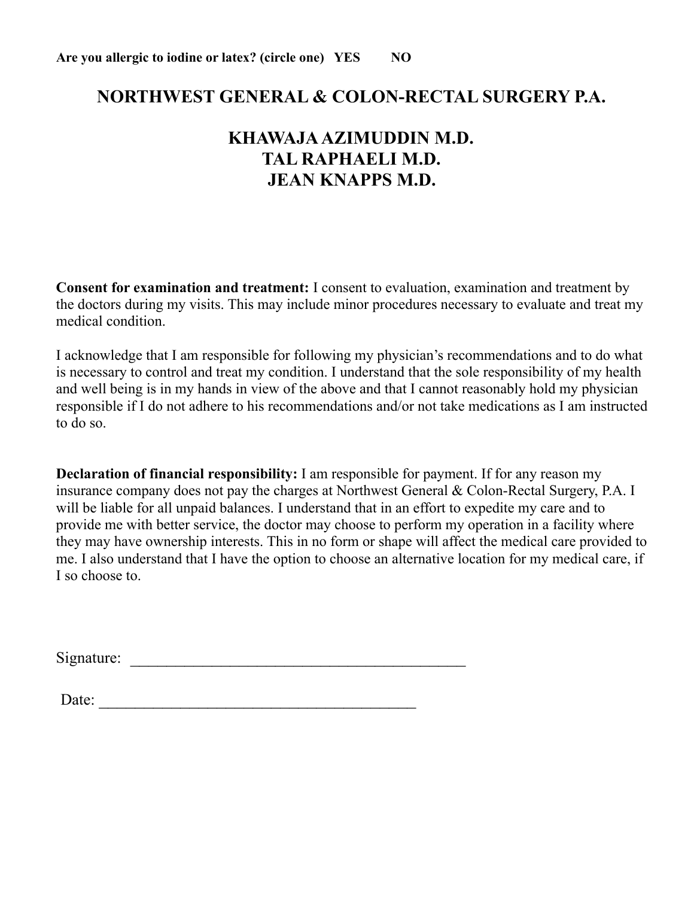**Are you allergic to iodine or latex? (circle one) YES NO**

# NORTHWEST GENERAL & COLON-RECTAL SURGERY P.A.

## KHAWAJA AZIMUDDIN M.D.
## TAL RAPHAELI M.D.
## JEAN KNAPPS M.D.

**Consent for examination and treatment:** I consent to evaluation, examination and treatment by the doctors during my visits. This may include minor procedures necessary to evaluate and treat my medical condition.

I acknowledge that I am responsible for following my physician's recommendations and to do what is necessary to control and treat my condition. I understand that the sole responsibility of my health and well being is in my hands in view of the above and that I cannot reasonably hold my physician responsible if I do not adhere to his recommendations and/or not take medications as I am instructed to do so.

**Declaration of financial responsibility:** I am responsible for payment. If for any reason my insurance company does not pay the charges at Northwest General & Colon-Rectal Surgery, P.A. I will be liable for all unpaid balances. I understand that in an effort to expedite my care and to provide me with better service, the doctor may choose to perform my operation in a facility where they may have ownership interests. This in no form or shape will affect the medical care provided to me. I also understand that I have the option to choose an alternative location for my medical care, if I so choose to.

Signature: ____________________________________________

Date: ________________________________________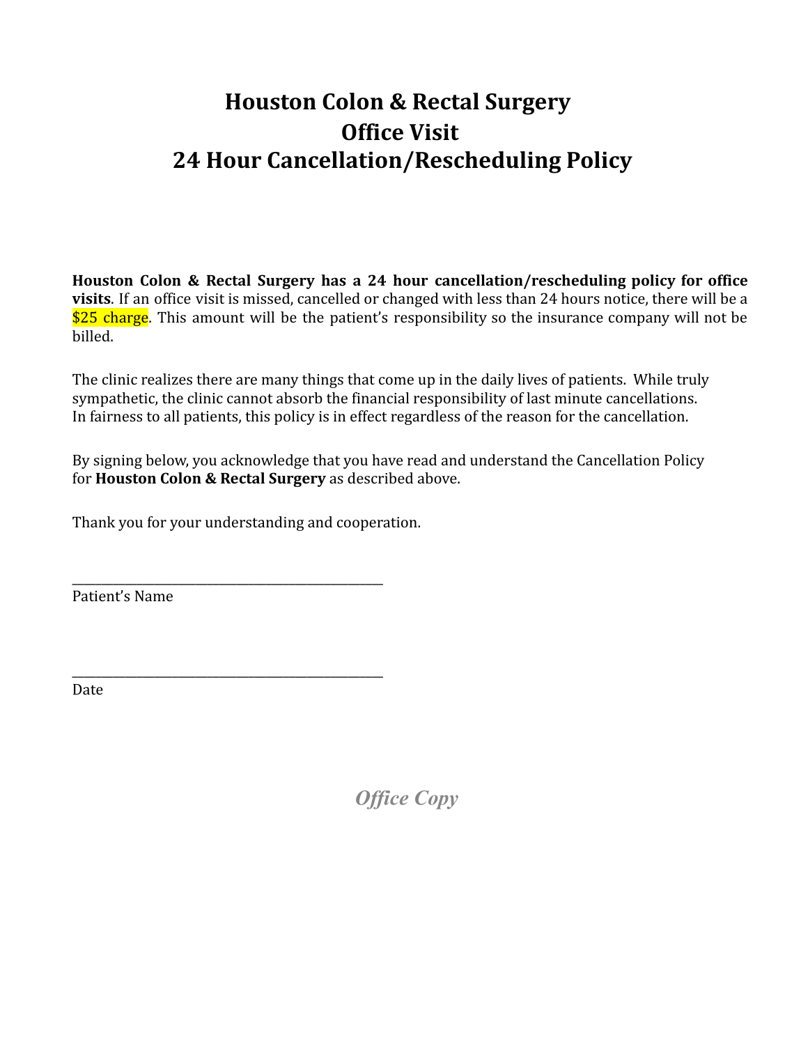# Houston Colon & Rectal Surgery
# Office Visit
# 24 Hour Cancellation/Rescheduling Policy

**Houston Colon & Rectal Surgery has a 24 hour cancellation/rescheduling policy for office visits**. If an office visit is missed, cancelled or changed with less than 24 hours notice, there will be a $25 charge. This amount will be the patient's responsibility so the insurance company will not be billed.

The clinic realizes there are many things that come up in the daily lives of patients. While truly sympathetic, the clinic cannot absorb the financial responsibility of last minute cancellations. In fairness to all patients, this policy is in effect regardless of the reason for the cancellation.

By signing below, you acknowledge that you have read and understand the Cancellation Policy for **Houston Colon & Rectal Surgery** as described above.

Thank you for your understanding and cooperation.

______________________________________________
Patient's Name

______________________________________________
Date

***Office Copy***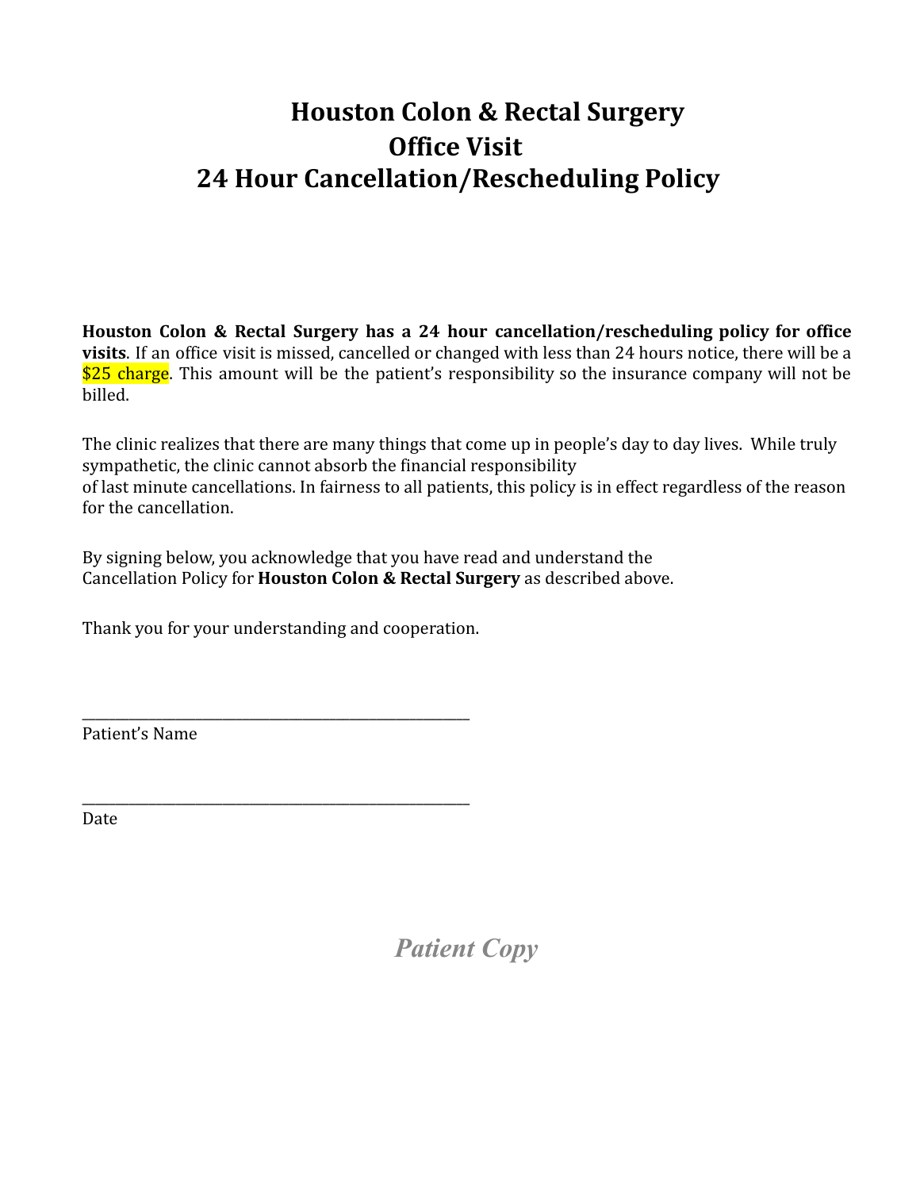# Houston Colon & Rectal Surgery
## Office Visit
## 24 Hour Cancellation/Rescheduling Policy

**Houston Colon & Rectal Surgery has a 24 hour cancellation/rescheduling policy for office visits**. If an office visit is missed, cancelled or changed with less than 24 hours notice, there will be a $25 charge. This amount will be the patient's responsibility so the insurance company will not be billed.

The clinic realizes that there are many things that come up in people's day to day lives. While truly sympathetic, the clinic cannot absorb the financial responsibility of last minute cancellations. In fairness to all patients, this policy is in effect regardless of the reason for the cancellation.

By signing below, you acknowledge that you have read and understand the Cancellation Policy for **Houston Colon & Rectal Surgery** as described above.

Thank you for your understanding and cooperation.

_______________________________________________
Patient's Name

_______________________________________________
Date

***Patient Copy***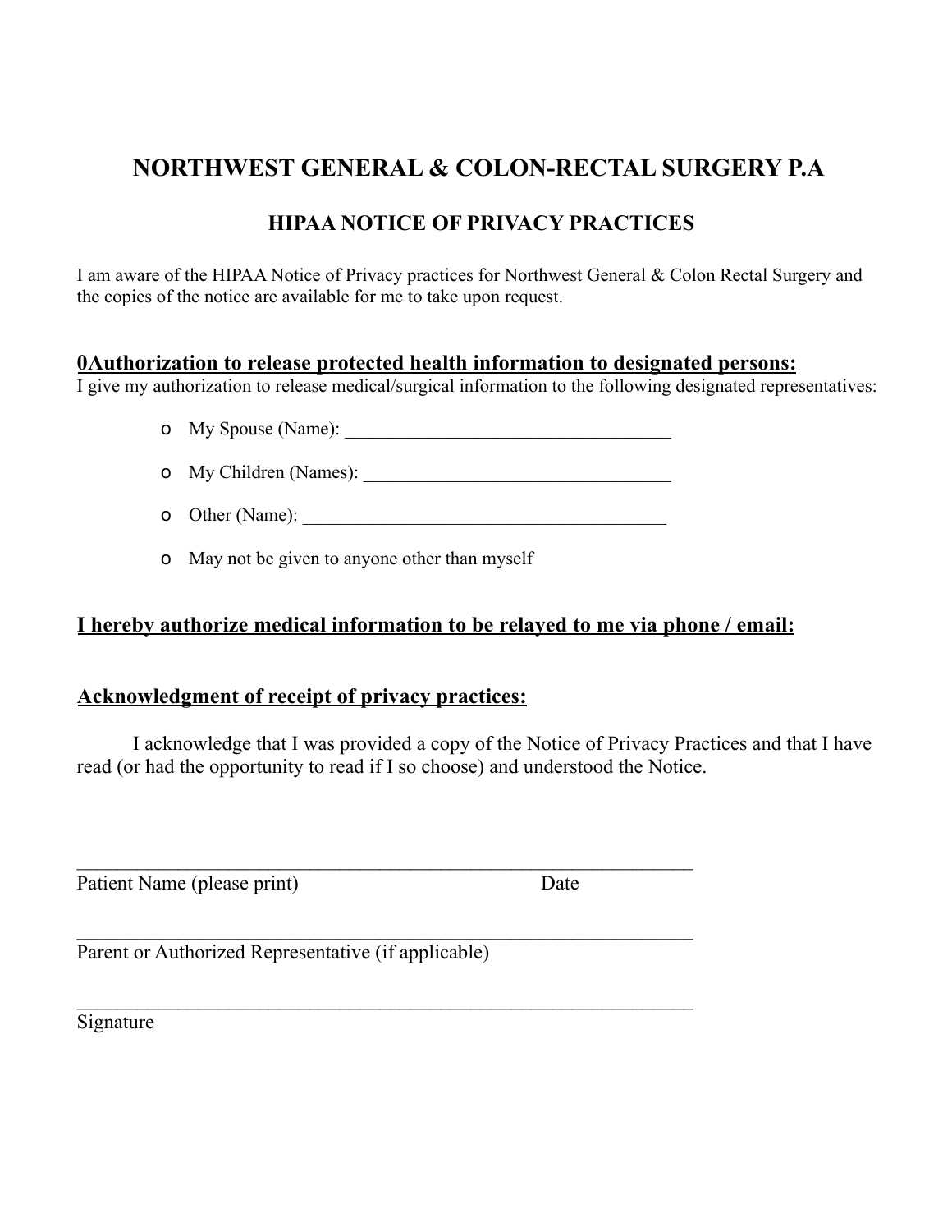# NORTHWEST GENERAL & COLON-RECTAL SURGERY P.A

## HIPAA NOTICE OF PRIVACY PRACTICES

I am aware of the HIPAA Notice of Privacy practices for Northwest General & Colon Rectal Surgery and the copies of the notice are available for me to take upon request.

**<u>0Authorization to release protected health information to designated persons:</u>**

I give my authorization to release medical/surgical information to the following designated representatives:

- My Spouse (Name): ___________________________________
- My Children (Names): _________________________________
- Other (Name): _______________________________________
- May not be given to anyone other than myself

**<u>I hereby authorize medical information to be relayed to me via phone / email:</u>**

**<u>Acknowledgment of receipt of privacy practices:</u>**

I acknowledge that I was provided a copy of the Notice of Privacy Practices and that I have read (or had the opportunity to read if I so choose) and understood the Notice.

_________________________________________________________________

Patient Name (please print) Date

_________________________________________________________________

Parent or Authorized Representative (if applicable)

_________________________________________________________________

Signature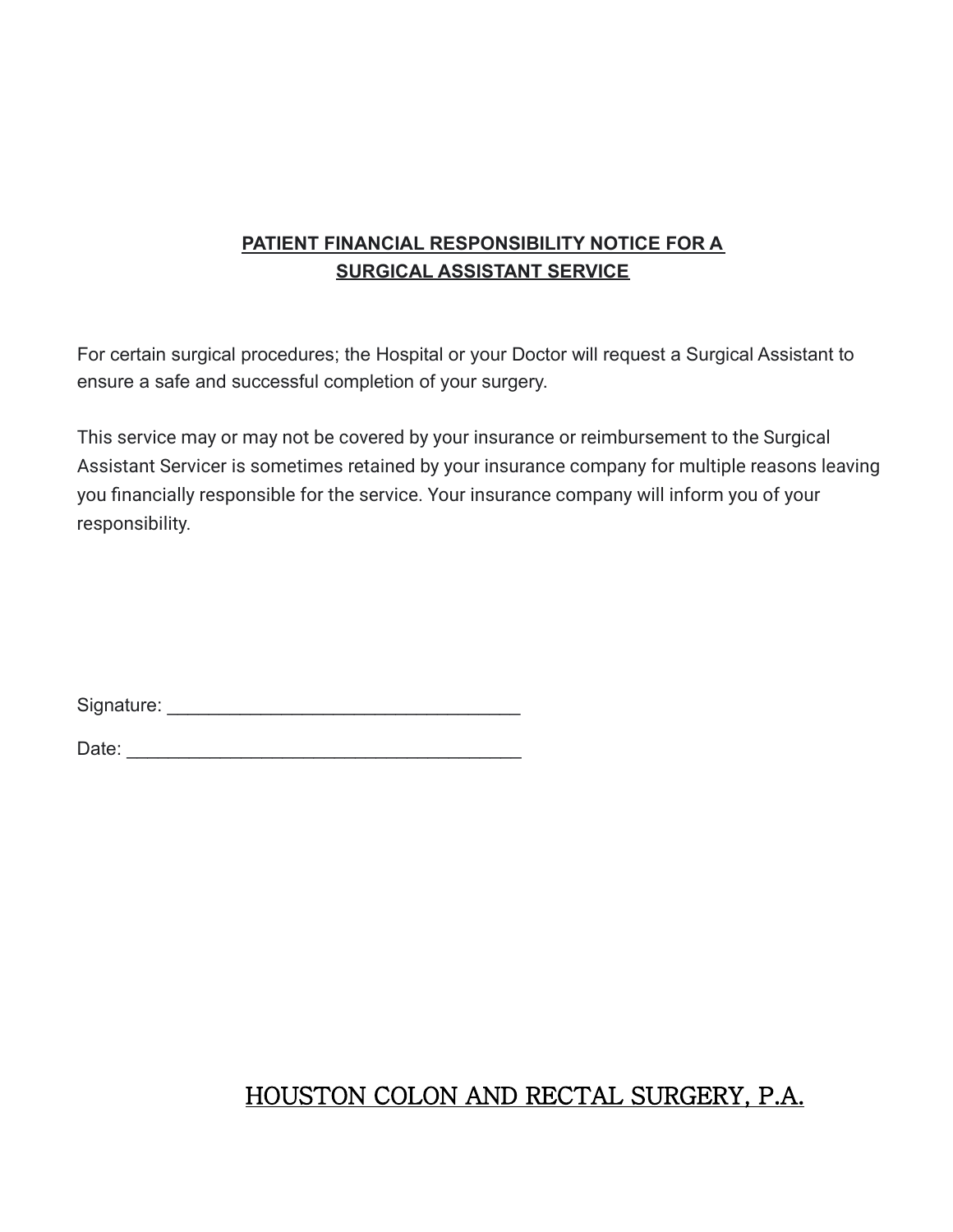## PATIENT FINANCIAL RESPONSIBILITY NOTICE FOR A SURGICAL ASSISTANT SERVICE

For certain surgical procedures; the Hospital or your Doctor will request a Surgical Assistant to ensure a safe and successful completion of your surgery.

This service may or may not be covered by your insurance or reimbursement to the Surgical Assistant Servicer is sometimes retained by your insurance company for multiple reasons leaving you financially responsible for the service. Your insurance company will inform you of your responsibility.

Signature: ___________________________________

Date: _______________________________________

HOUSTON COLON AND RECTAL SURGERY, P.A.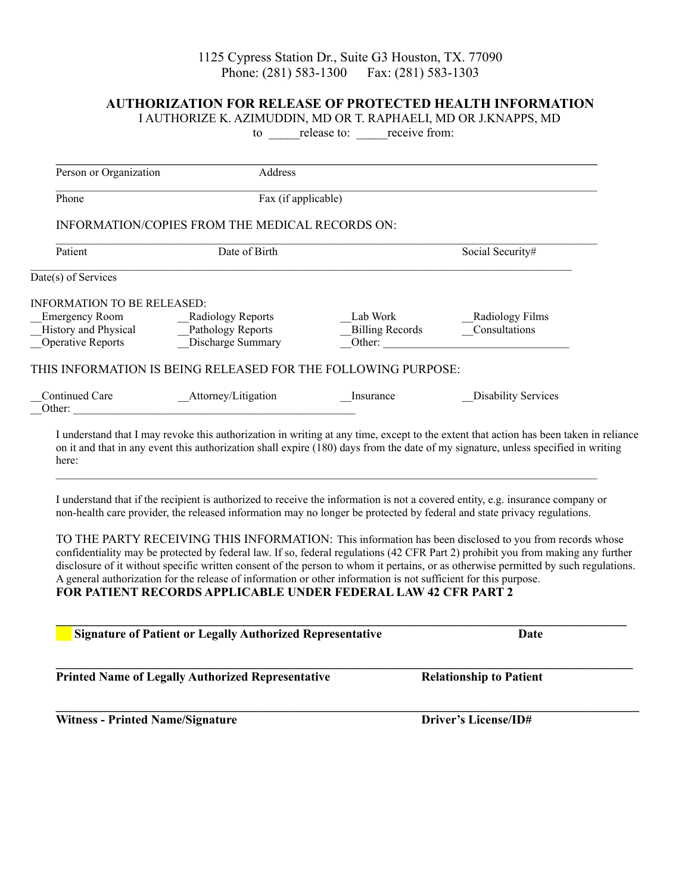1125 Cypress Station Dr., Suite G3 Houston, TX. 77090
Phone: (281) 583-1300 Fax: (281) 583-1303

## AUTHORIZATION FOR RELEASE OF PROTECTED HEALTH INFORMATION

I AUTHORIZE K. AZIMUDDIN, MD OR T. RAPHAELI, MD OR J.KNAPPS, MD

to _____release to: _____receive from:

______________________________________________________________________________
Person or Organization Address

______________________________________________________________________________
Phone Fax (if applicable)

INFORMATION/COPIES FROM THE MEDICAL RECORDS ON:

______________________________________________________________________________
Patient Date of Birth Social Security#

______________________________________________________________________________
Date(s) of Services

INFORMATION TO BE RELEASED:

| | | | |
|---|---|---|---|
| __Emergency Room | __Radiology Reports | __Lab Work | __Radiology Films |
| __History and Physical | __Pathology Reports | __Billing Records | __Consultations |
| __Operative Reports | __Discharge Summary | __Other: _______________________________ | |

THIS INFORMATION IS BEING RELEASED FOR THE FOLLOWING PURPOSE:

__Continued Care __Attorney/Litigation __Insurance __Disability Services
__Other: _________________________________________________

I understand that I may revoke this authorization in writing at any time, except to the extent that action has been taken in reliance on it and that in any event this authorization shall expire (180) days from the date of my signature, unless specified in writing here:

______________________________________________________________________________

I understand that if the recipient is authorized to receive the information is not a covered entity, e.g. insurance company or non-health care provider, the released information may no longer be protected by federal and state privacy regulations.

TO THE PARTY RECEIVING THIS INFORMATION: This information has been disclosed to you from records whose confidentiality may be protected by federal law. If so, federal regulations (42 CFR Part 2) prohibit you from making any further disclosure of it without specific written consent of the person to whom it pertains, or as otherwise permitted by such regulations. A general authorization for the release of information or other information is not sufficient for this purpose.
**FOR PATIENT RECORDS APPLICABLE UNDER FEDERAL LAW 42 CFR PART 2**

______________________________________________________________________________
**Signature of Patient or Legally Authorized Representative** **Date**

______________________________________________________________________________
**Printed Name of Legally Authorized Representative** **Relationship to Patient**

______________________________________________________________________________
**Witness - Printed Name/Signature** **Driver's License/ID#**